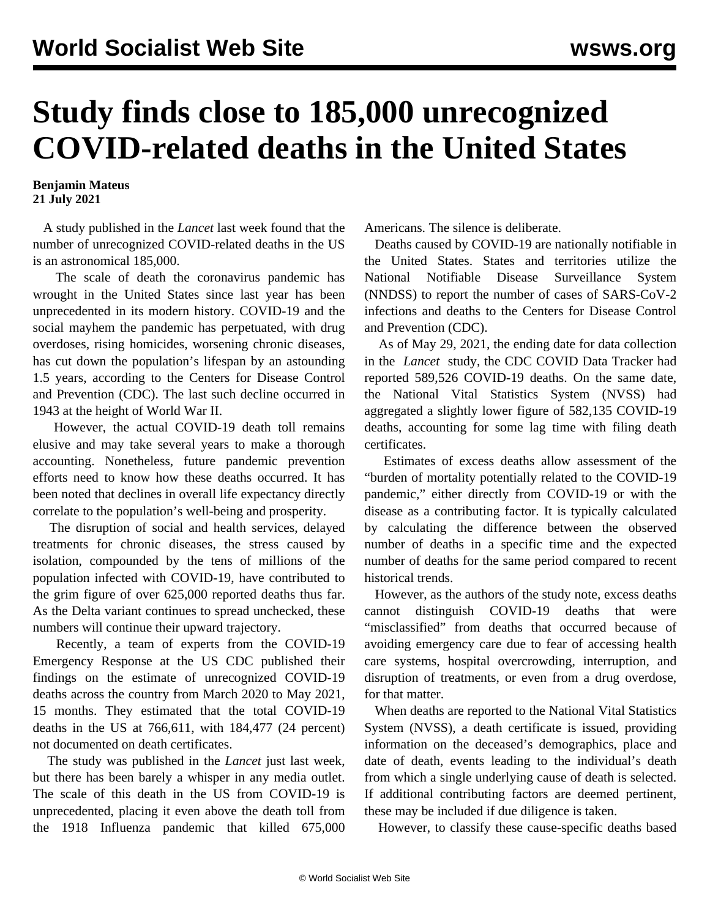# Study finds close to 185,000 unrecognized COVID-related deaths in the United States

**Benjamin Mateus**
**21 July 2021**

A study published in the *Lancet* last week found that the number of unrecognized COVID-related deaths in the US is an astronomical 185,000.

The scale of death the coronavirus pandemic has wrought in the United States since last year has been unprecedented in its modern history. COVID-19 and the social mayhem the pandemic has perpetuated, with drug overdoses, rising homicides, worsening chronic diseases, has cut down the population's lifespan by an astounding 1.5 years, according to the Centers for Disease Control and Prevention (CDC). The last such decline occurred in 1943 at the height of World War II.

However, the actual COVID-19 death toll remains elusive and may take several years to make a thorough accounting. Nonetheless, future pandemic prevention efforts need to know how these deaths occurred. It has been noted that declines in overall life expectancy directly correlate to the population's well-being and prosperity.

The disruption of social and health services, delayed treatments for chronic diseases, the stress caused by isolation, compounded by the tens of millions of the population infected with COVID-19, have contributed to the grim figure of over 625,000 reported deaths thus far. As the Delta variant continues to spread unchecked, these numbers will continue their upward trajectory.

Recently, a team of experts from the COVID-19 Emergency Response at the US CDC published their findings on the estimate of unrecognized COVID-19 deaths across the country from March 2020 to May 2021, 15 months. They estimated that the total COVID-19 deaths in the US at 766,611, with 184,477 (24 percent) not documented on death certificates.

The study was published in the *Lancet* just last week, but there has been barely a whisper in any media outlet. The scale of this death in the US from COVID-19 is unprecedented, placing it even above the death toll from the 1918 Influenza pandemic that killed 675,000 Americans. The silence is deliberate.

Deaths caused by COVID-19 are nationally notifiable in the United States. States and territories utilize the National Notifiable Disease Surveillance System (NNDSS) to report the number of cases of SARS-CoV-2 infections and deaths to the Centers for Disease Control and Prevention (CDC).

As of May 29, 2021, the ending date for data collection in the *Lancet* study, the CDC COVID Data Tracker had reported 589,526 COVID-19 deaths. On the same date, the National Vital Statistics System (NVSS) had aggregated a slightly lower figure of 582,135 COVID-19 deaths, accounting for some lag time with filing death certificates.

Estimates of excess deaths allow assessment of the "burden of mortality potentially related to the COVID-19 pandemic," either directly from COVID-19 or with the disease as a contributing factor. It is typically calculated by calculating the difference between the observed number of deaths in a specific time and the expected number of deaths for the same period compared to recent historical trends.

However, as the authors of the study note, excess deaths cannot distinguish COVID-19 deaths that were "misclassified" from deaths that occurred because of avoiding emergency care due to fear of accessing health care systems, hospital overcrowding, interruption, and disruption of treatments, or even from a drug overdose, for that matter.

When deaths are reported to the National Vital Statistics System (NVSS), a death certificate is issued, providing information on the deceased's demographics, place and date of death, events leading to the individual's death from which a single underlying cause of death is selected. If additional contributing factors are deemed pertinent, these may be included if due diligence is taken.

However, to classify these cause-specific deaths based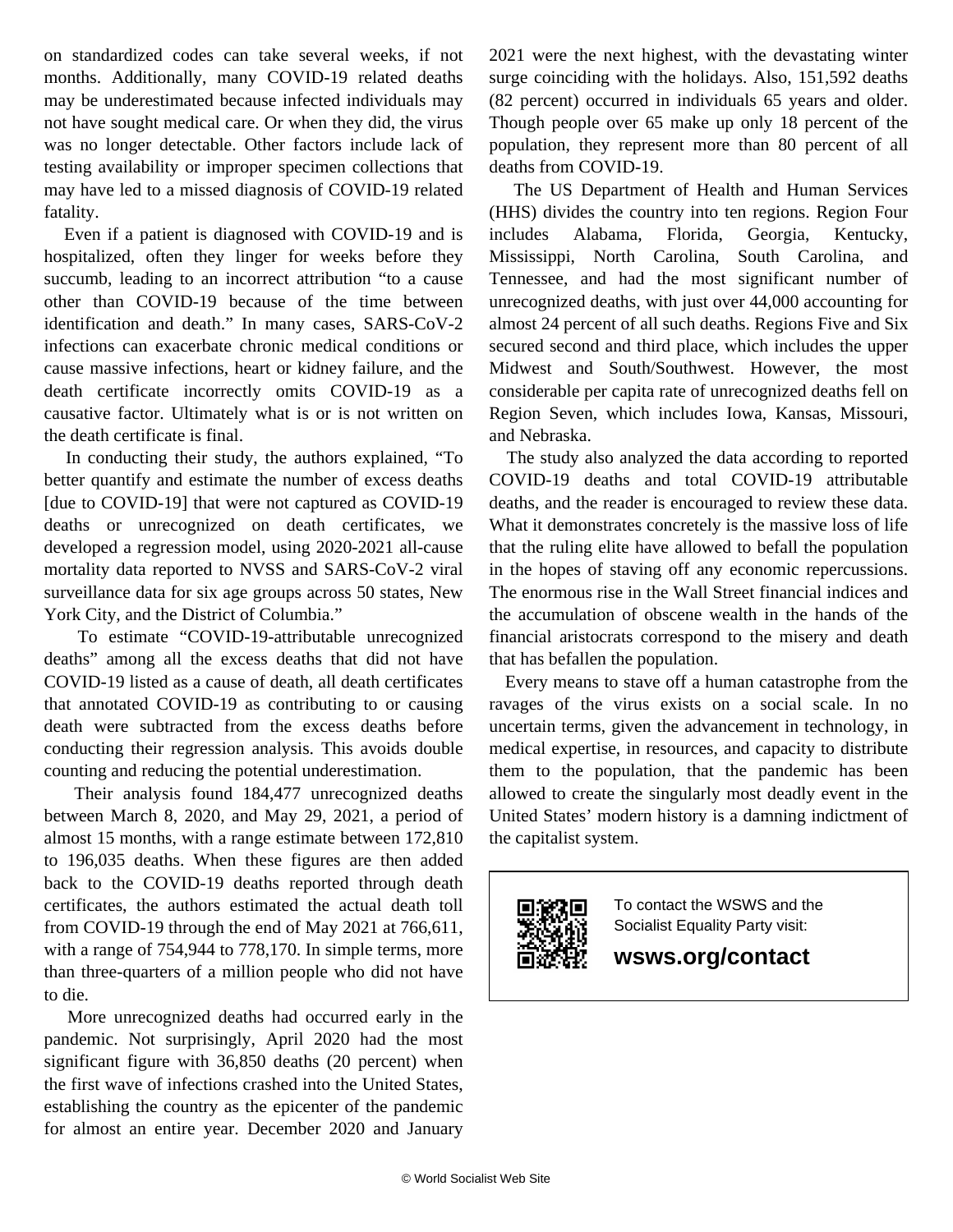on standardized codes can take several weeks, if not months. Additionally, many COVID-19 related deaths may be underestimated because infected individuals may not have sought medical care. Or when they did, the virus was no longer detectable. Other factors include lack of testing availability or improper specimen collections that may have led to a missed diagnosis of COVID-19 related fatality.

Even if a patient is diagnosed with COVID-19 and is hospitalized, often they linger for weeks before they succumb, leading to an incorrect attribution "to a cause other than COVID-19 because of the time between identification and death." In many cases, SARS-CoV-2 infections can exacerbate chronic medical conditions or cause massive infections, heart or kidney failure, and the death certificate incorrectly omits COVID-19 as a causative factor. Ultimately what is or is not written on the death certificate is final.

In conducting their study, the authors explained, "To better quantify and estimate the number of excess deaths [due to COVID-19] that were not captured as COVID-19 deaths or unrecognized on death certificates, we developed a regression model, using 2020-2021 all-cause mortality data reported to NVSS and SARS-CoV-2 viral surveillance data for six age groups across 50 states, New York City, and the District of Columbia."

To estimate "COVID-19-attributable unrecognized deaths" among all the excess deaths that did not have COVID-19 listed as a cause of death, all death certificates that annotated COVID-19 as contributing to or causing death were subtracted from the excess deaths before conducting their regression analysis. This avoids double counting and reducing the potential underestimation.

Their analysis found 184,477 unrecognized deaths between March 8, 2020, and May 29, 2021, a period of almost 15 months, with a range estimate between 172,810 to 196,035 deaths. When these figures are then added back to the COVID-19 deaths reported through death certificates, the authors estimated the actual death toll from COVID-19 through the end of May 2021 at 766,611, with a range of 754,944 to 778,170. In simple terms, more than three-quarters of a million people who did not have to die.

More unrecognized deaths had occurred early in the pandemic. Not surprisingly, April 2020 had the most significant figure with 36,850 deaths (20 percent) when the first wave of infections crashed into the United States, establishing the country as the epicenter of the pandemic for almost an entire year. December 2020 and January 2021 were the next highest, with the devastating winter surge coinciding with the holidays. Also, 151,592 deaths (82 percent) occurred in individuals 65 years and older. Though people over 65 make up only 18 percent of the population, they represent more than 80 percent of all deaths from COVID-19.

The US Department of Health and Human Services (HHS) divides the country into ten regions. Region Four includes Alabama, Florida, Georgia, Kentucky, Mississippi, North Carolina, South Carolina, and Tennessee, and had the most significant number of unrecognized deaths, with just over 44,000 accounting for almost 24 percent of all such deaths. Regions Five and Six secured second and third place, which includes the upper Midwest and South/Southwest. However, the most considerable per capita rate of unrecognized deaths fell on Region Seven, which includes Iowa, Kansas, Missouri, and Nebraska.

The study also analyzed the data according to reported COVID-19 deaths and total COVID-19 attributable deaths, and the reader is encouraged to review these data. What it demonstrates concretely is the massive loss of life that the ruling elite have allowed to befall the population in the hopes of staving off any economic repercussions. The enormous rise in the Wall Street financial indices and the accumulation of obscene wealth in the hands of the financial aristocrats correspond to the misery and death that has befallen the population.

Every means to stave off a human catastrophe from the ravages of the virus exists on a social scale. In no uncertain terms, given the advancement in technology, in medical expertise, in resources, and capacity to distribute them to the population, that the pandemic has been allowed to create the singularly most deadly event in the United States' modern history is a damning indictment of the capitalist system.

To contact the WSWS and the Socialist Equality Party visit:

**wsws.org/contact**